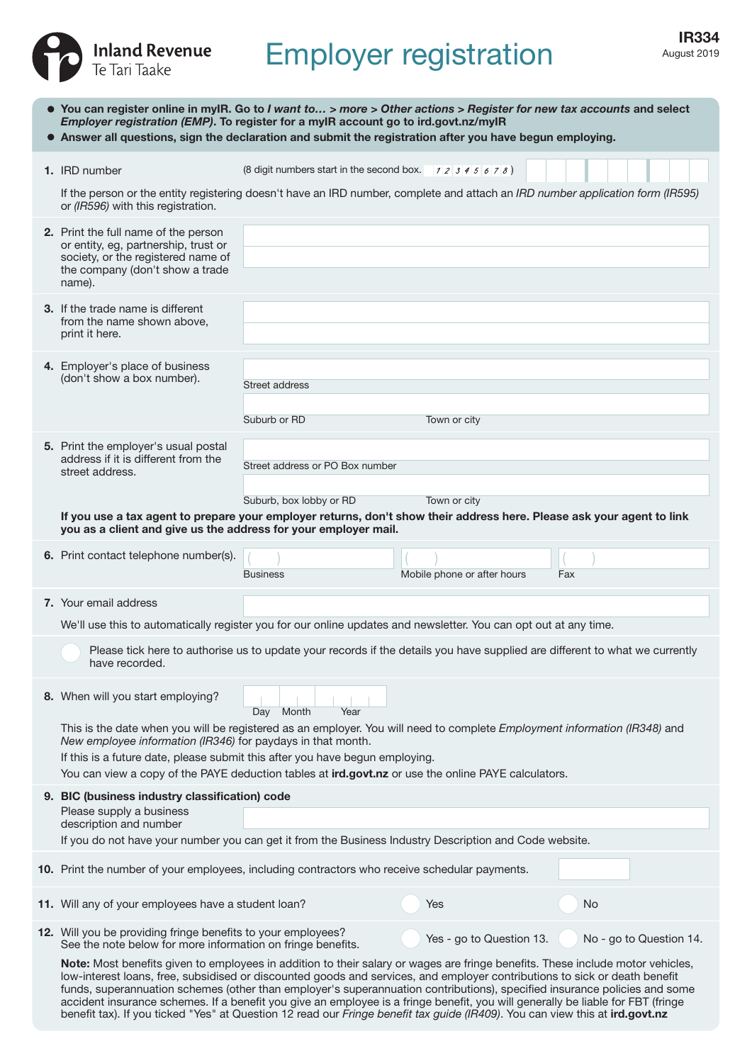Inland Revenue
Te Tari Taake

# Employer registration

**IR334**
August 2019

- **You can register online in myIR. Go to *I want to... > more > Other actions > Register for new tax accounts* and select *Employer registration (EMP)*. To register for a myIR account go to ird.govt.nz/myIR**
- **Answer all questions, sign the declaration and submit the registration after you have begun employing.**

**1.** IRD number (8 digit numbers start in the second box. 1 2 3 4 5 6 7 8 )

If the person or the entity registering doesn't have an IRD number, complete and attach an *IRD number application form (IR595)* or *(IR596)* with this registration.

**2.** Print the full name of the person or entity, eg, partnership, trust or society, or the registered name of the company (don't show a trade name).

**3.** If the trade name is different from the name shown above, print it here.

**4.** Employer's place of business (don't show a box number).

Street address

Suburb or RD | Town or city

**5.** Print the employer's usual postal address if it is different from the street address.

Street address or PO Box number

Suburb, box lobby or RD | Town or city

**If you use a tax agent to prepare your employer returns, don't show their address here. Please ask your agent to link you as a client and give us the address for your employer mail.**

**6.** Print contact telephone number(s).

Business ( ) | Mobile phone or after hours ( ) | Fax ( )

**7.** Your email address

We'll use this to automatically register you for our online updates and newsletter. You can opt out at any time.

Please tick here to authorise us to update your records if the details you have supplied are different to what we currently have recorded.

**8.** When will you start employing?

Day | Month | Year

This is the date when you will be registered as an employer. You will need to complete *Employment information (IR348)* and *New employee information (IR346)* for paydays in that month.

If this is a future date, please submit this after you have begun employing.

You can view a copy of the PAYE deduction tables at **ird.govt.nz** or use the online PAYE calculators.

**9. BIC (business industry classification) code**

Please supply a business description and number

If you do not have your number you can get it from the Business Industry Description and Code website.

**10.** Print the number of your employees, including contractors who receive schedular payments.

**11.** Will any of your employees have a student loan? Yes / No

**12.** Will you be providing fringe benefits to your employees? See the note below for more information on fringe benefits.

Yes - go to Question 13. / No - go to Question 14.

**Note:** Most benefits given to employees in addition to their salary or wages are fringe benefits. These include motor vehicles, low-interest loans, free, subsidised or discounted goods and services, and employer contributions to sick or death benefit funds, superannuation schemes (other than employer's superannuation contributions), specified insurance policies and some accident insurance schemes. If a benefit you give an employee is a fringe benefit, you will generally be liable for FBT (fringe benefit tax). If you ticked "Yes" at Question 12 read our *Fringe benefit tax guide (IR409)*. You can view this at **ird.govt.nz**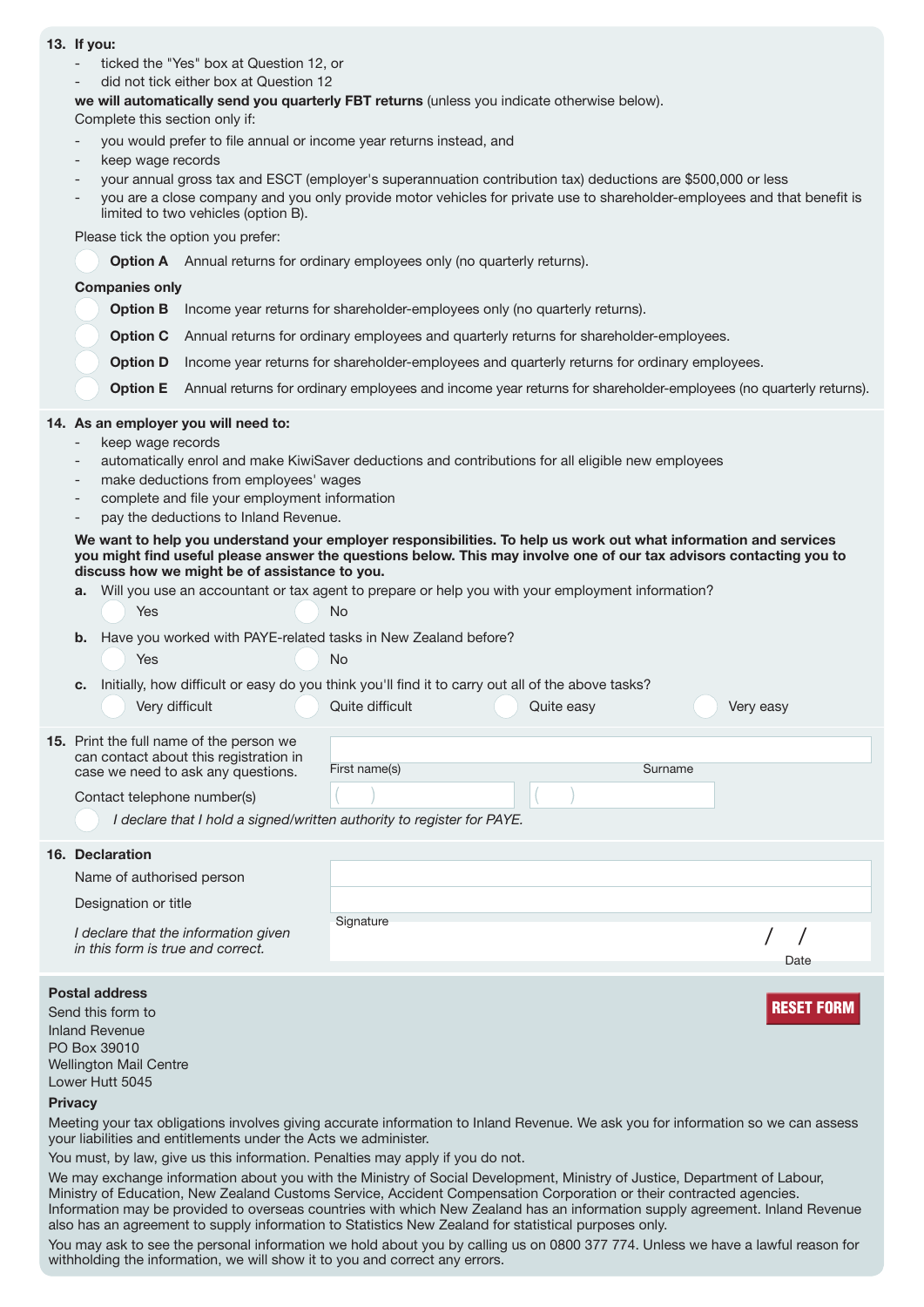**13. If you:**

- ticked the "Yes" box at Question 12, or
- did not tick either box at Question 12

**we will automatically send you quarterly FBT returns** (unless you indicate otherwise below).

Complete this section only if:

- you would prefer to file annual or income year returns instead, and
- keep wage records
- your annual gross tax and ESCT (employer's superannuation contribution tax) deductions are $500,000 or less
- you are a close company and you only provide motor vehicles for private use to shareholder-employees and that benefit is limited to two vehicles (option B).

Please tick the option you prefer:

- **Option A** Annual returns for ordinary employees only (no quarterly returns).

**Companies only**

- **Option B** Income year returns for shareholder-employees only (no quarterly returns).
- **Option C** Annual returns for ordinary employees and quarterly returns for shareholder-employees.
- **Option D** Income year returns for shareholder-employees and quarterly returns for ordinary employees.
- **Option E** Annual returns for ordinary employees and income year returns for shareholder-employees (no quarterly returns).

**14. As an employer you will need to:**

- keep wage records
- automatically enrol and make KiwiSaver deductions and contributions for all eligible new employees
- make deductions from employees' wages
- complete and file your employment information
- pay the deductions to Inland Revenue.

**We want to help you understand your employer responsibilities. To help us work out what information and services you might find useful please answer the questions below. This may involve one of our tax advisors contacting you to discuss how we might be of assistance to you.**

**a.** Will you use an accountant or tax agent to prepare or help you with your employment information?

Yes   No

**b.** Have you worked with PAYE-related tasks in New Zealand before?

Yes   No

**c.** Initially, how difficult or easy do you think you'll find it to carry out all of the above tasks?

Very difficult   Quite difficult   Quite easy   Very easy

**15.** Print the full name of the person we can contact about this registration in case we need to ask any questions.

First name(s)   Surname

Contact telephone number(s) (   )   (   )

*I declare that I hold a signed/written authority to register for PAYE.*

**16. Declaration**

Name of authorised person

Designation or title

Signature

*I declare that the information given in this form is true and correct.*

Date  /  /

**Postal address**

Send this form to
Inland Revenue
PO Box 39010
Wellington Mail Centre
Lower Hutt 5045

RESET FORM

**Privacy**

Meeting your tax obligations involves giving accurate information to Inland Revenue. We ask you for information so we can assess your liabilities and entitlements under the Acts we administer.

You must, by law, give us this information. Penalties may apply if you do not.

We may exchange information about you with the Ministry of Social Development, Ministry of Justice, Department of Labour, Ministry of Education, New Zealand Customs Service, Accident Compensation Corporation or their contracted agencies. Information may be provided to overseas countries with which New Zealand has an information supply agreement. Inland Revenue also has an agreement to supply information to Statistics New Zealand for statistical purposes only.

You may ask to see the personal information we hold about you by calling us on 0800 377 774. Unless we have a lawful reason for withholding the information, we will show it to you and correct any errors.